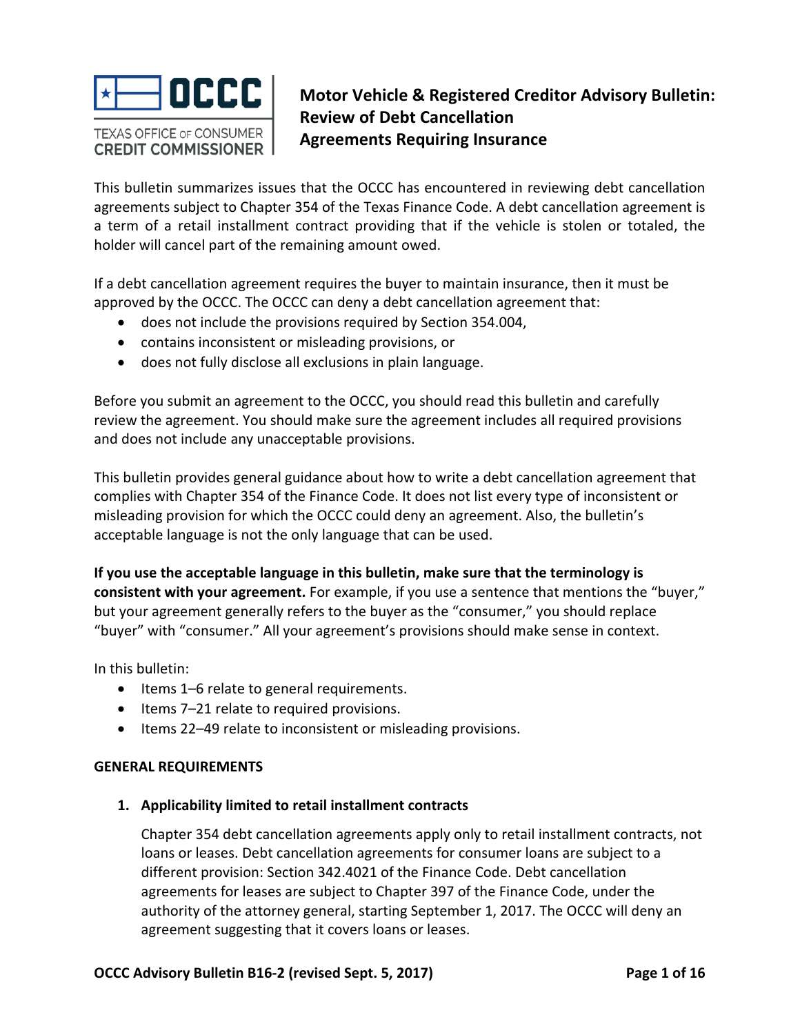# Motor Vehicle & Registered Creditor Advisory Bulletin: Review of Debt Cancellation Agreements Requiring Insurance

This bulletin summarizes issues that the OCCC has encountered in reviewing debt cancellation agreements subject to Chapter 354 of the Texas Finance Code. A debt cancellation agreement is a term of a retail installment contract providing that if the vehicle is stolen or totaled, the holder will cancel part of the remaining amount owed.

If a debt cancellation agreement requires the buyer to maintain insurance, then it must be approved by the OCCC. The OCCC can deny a debt cancellation agreement that:

- does not include the provisions required by Section 354.004,
- contains inconsistent or misleading provisions, or
- does not fully disclose all exclusions in plain language.

Before you submit an agreement to the OCCC, you should read this bulletin and carefully review the agreement. You should make sure the agreement includes all required provisions and does not include any unacceptable provisions.

This bulletin provides general guidance about how to write a debt cancellation agreement that complies with Chapter 354 of the Finance Code. It does not list every type of inconsistent or misleading provision for which the OCCC could deny an agreement. Also, the bulletin's acceptable language is not the only language that can be used.

**If you use the acceptable language in this bulletin, make sure that the terminology is consistent with your agreement.** For example, if you use a sentence that mentions the "buyer," but your agreement generally refers to the buyer as the "consumer," you should replace "buyer" with "consumer." All your agreement's provisions should make sense in context.

In this bulletin:

- Items 1–6 relate to general requirements.
- Items 7–21 relate to required provisions.
- Items 22–49 relate to inconsistent or misleading provisions.

## GENERAL REQUIREMENTS

1. **Applicability limited to retail installment contracts**

   Chapter 354 debt cancellation agreements apply only to retail installment contracts, not loans or leases. Debt cancellation agreements for consumer loans are subject to a different provision: Section 342.4021 of the Finance Code. Debt cancellation agreements for leases are subject to Chapter 397 of the Finance Code, under the authority of the attorney general, starting September 1, 2017. The OCCC will deny an agreement suggesting that it covers loans or leases.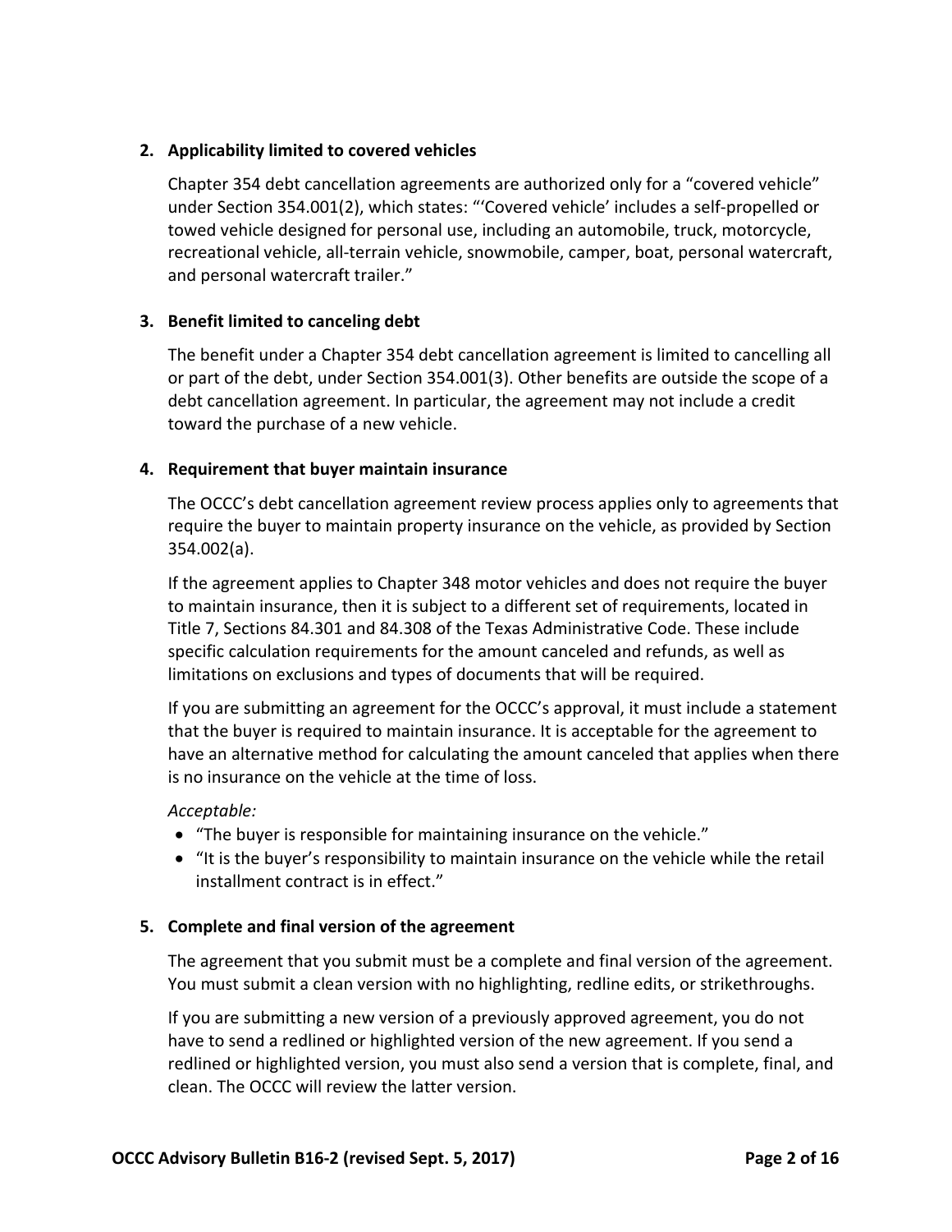**2. Applicability limited to covered vehicles**

Chapter 354 debt cancellation agreements are authorized only for a "covered vehicle" under Section 354.001(2), which states: "'Covered vehicle' includes a self-propelled or towed vehicle designed for personal use, including an automobile, truck, motorcycle, recreational vehicle, all-terrain vehicle, snowmobile, camper, boat, personal watercraft, and personal watercraft trailer."

**3. Benefit limited to canceling debt**

The benefit under a Chapter 354 debt cancellation agreement is limited to cancelling all or part of the debt, under Section 354.001(3). Other benefits are outside the scope of a debt cancellation agreement. In particular, the agreement may not include a credit toward the purchase of a new vehicle.

**4. Requirement that buyer maintain insurance**

The OCCC's debt cancellation agreement review process applies only to agreements that require the buyer to maintain property insurance on the vehicle, as provided by Section 354.002(a).

If the agreement applies to Chapter 348 motor vehicles and does not require the buyer to maintain insurance, then it is subject to a different set of requirements, located in Title 7, Sections 84.301 and 84.308 of the Texas Administrative Code. These include specific calculation requirements for the amount canceled and refunds, as well as limitations on exclusions and types of documents that will be required.

If you are submitting an agreement for the OCCC's approval, it must include a statement that the buyer is required to maintain insurance. It is acceptable for the agreement to have an alternative method for calculating the amount canceled that applies when there is no insurance on the vehicle at the time of loss.

*Acceptable:*

- "The buyer is responsible for maintaining insurance on the vehicle."
- "It is the buyer's responsibility to maintain insurance on the vehicle while the retail installment contract is in effect."

**5. Complete and final version of the agreement**

The agreement that you submit must be a complete and final version of the agreement. You must submit a clean version with no highlighting, redline edits, or strikethroughs.

If you are submitting a new version of a previously approved agreement, you do not have to send a redlined or highlighted version of the new agreement. If you send a redlined or highlighted version, you must also send a version that is complete, final, and clean. The OCCC will review the latter version.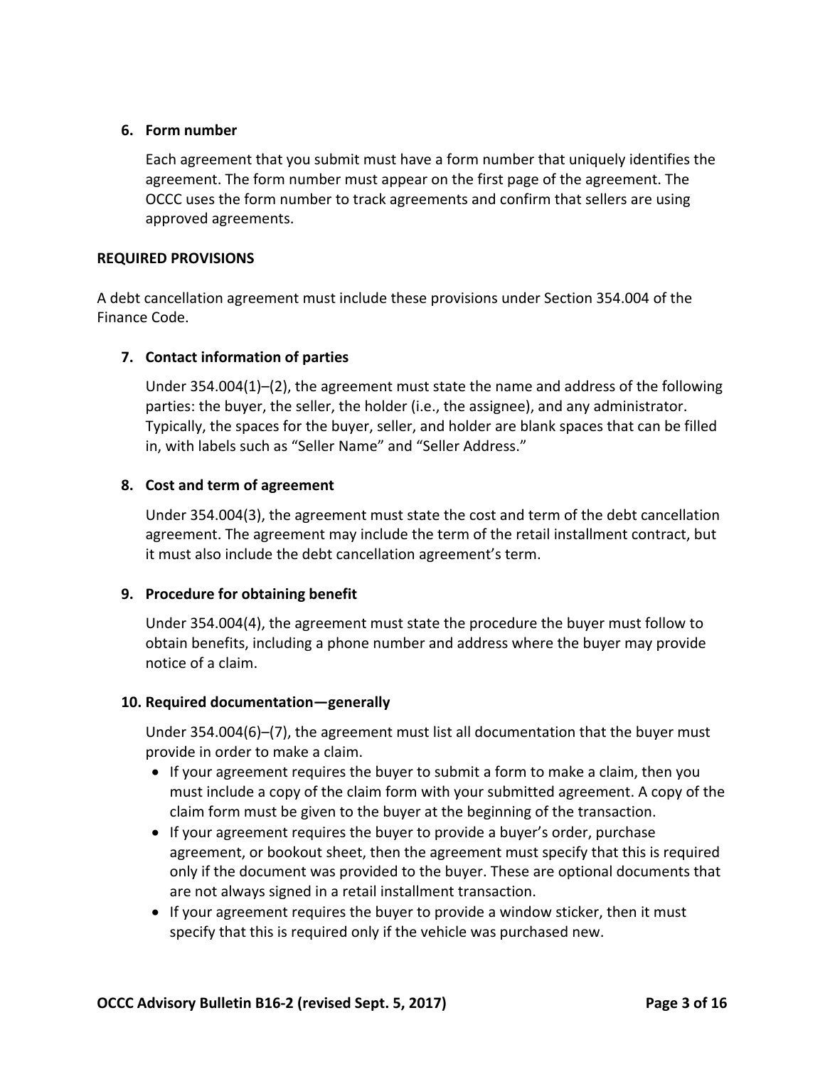6. **Form number**

   Each agreement that you submit must have a form number that uniquely identifies the agreement. The form number must appear on the first page of the agreement. The OCCC uses the form number to track agreements and confirm that sellers are using approved agreements.

**REQUIRED PROVISIONS**

A debt cancellation agreement must include these provisions under Section 354.004 of the Finance Code.

7. **Contact information of parties**

   Under 354.004(1)–(2), the agreement must state the name and address of the following parties: the buyer, the seller, the holder (i.e., the assignee), and any administrator. Typically, the spaces for the buyer, seller, and holder are blank spaces that can be filled in, with labels such as "Seller Name" and "Seller Address."

8. **Cost and term of agreement**

   Under 354.004(3), the agreement must state the cost and term of the debt cancellation agreement. The agreement may include the term of the retail installment contract, but it must also include the debt cancellation agreement's term.

9. **Procedure for obtaining benefit**

   Under 354.004(4), the agreement must state the procedure the buyer must follow to obtain benefits, including a phone number and address where the buyer may provide notice of a claim.

10. **Required documentation—generally**

    Under 354.004(6)–(7), the agreement must list all documentation that the buyer must provide in order to make a claim.

    - If your agreement requires the buyer to submit a form to make a claim, then you must include a copy of the claim form with your submitted agreement. A copy of the claim form must be given to the buyer at the beginning of the transaction.
    - If your agreement requires the buyer to provide a buyer's order, purchase agreement, or bookout sheet, then the agreement must specify that this is required only if the document was provided to the buyer. These are optional documents that are not always signed in a retail installment transaction.
    - If your agreement requires the buyer to provide a window sticker, then it must specify that this is required only if the vehicle was purchased new.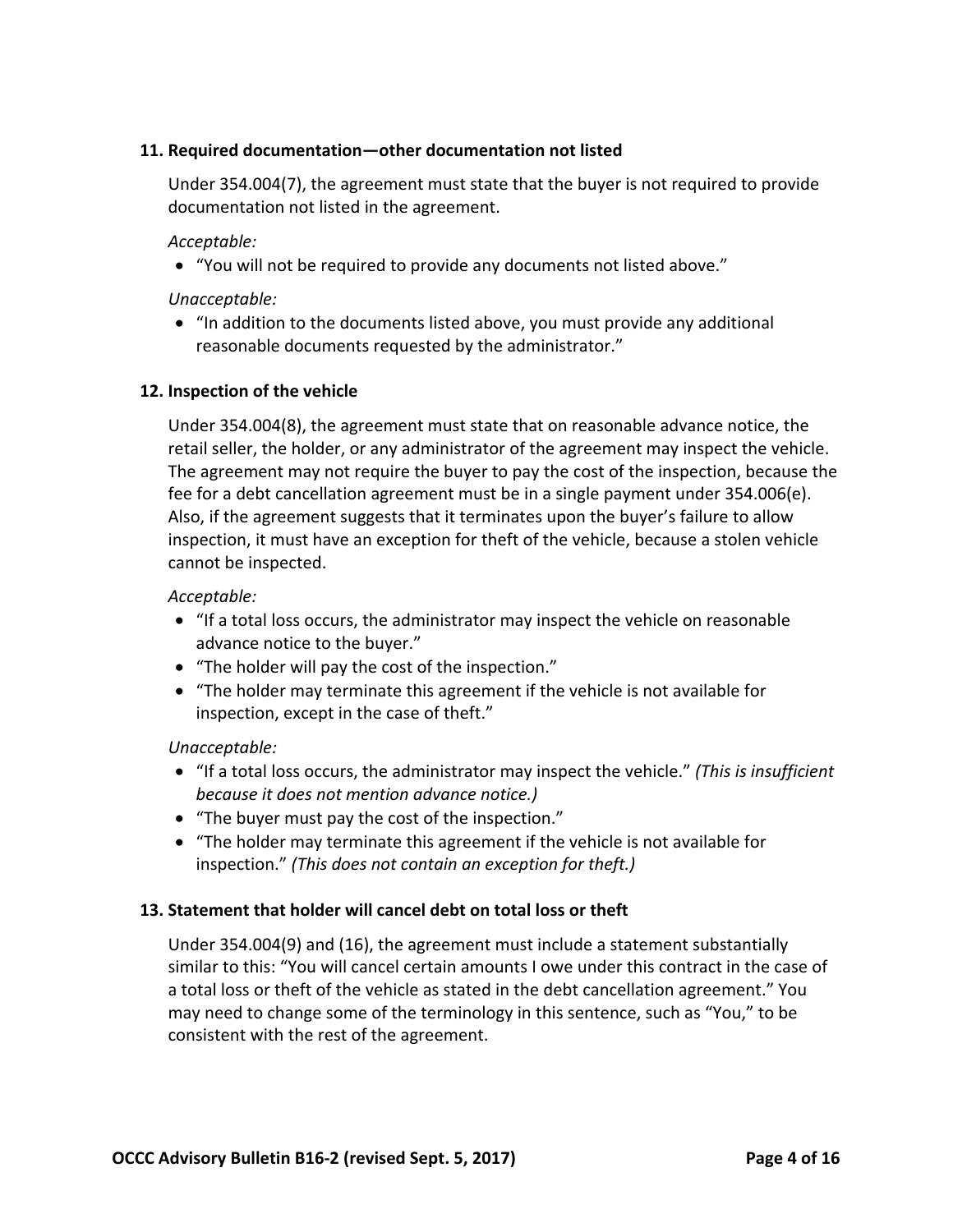### 11. Required documentation—other documentation not listed

Under 354.004(7), the agreement must state that the buyer is not required to provide documentation not listed in the agreement.

*Acceptable:*

- "You will not be required to provide any documents not listed above."

*Unacceptable:*

- "In addition to the documents listed above, you must provide any additional reasonable documents requested by the administrator."

### 12. Inspection of the vehicle

Under 354.004(8), the agreement must state that on reasonable advance notice, the retail seller, the holder, or any administrator of the agreement may inspect the vehicle. The agreement may not require the buyer to pay the cost of the inspection, because the fee for a debt cancellation agreement must be in a single payment under 354.006(e). Also, if the agreement suggests that it terminates upon the buyer's failure to allow inspection, it must have an exception for theft of the vehicle, because a stolen vehicle cannot be inspected.

*Acceptable:*

- "If a total loss occurs, the administrator may inspect the vehicle on reasonable advance notice to the buyer."
- "The holder will pay the cost of the inspection."
- "The holder may terminate this agreement if the vehicle is not available for inspection, except in the case of theft."

*Unacceptable:*

- "If a total loss occurs, the administrator may inspect the vehicle." *(This is insufficient because it does not mention advance notice.)*
- "The buyer must pay the cost of the inspection."
- "The holder may terminate this agreement if the vehicle is not available for inspection." *(This does not contain an exception for theft.)*

### 13. Statement that holder will cancel debt on total loss or theft

Under 354.004(9) and (16), the agreement must include a statement substantially similar to this: "You will cancel certain amounts I owe under this contract in the case of a total loss or theft of the vehicle as stated in the debt cancellation agreement." You may need to change some of the terminology in this sentence, such as "You," to be consistent with the rest of the agreement.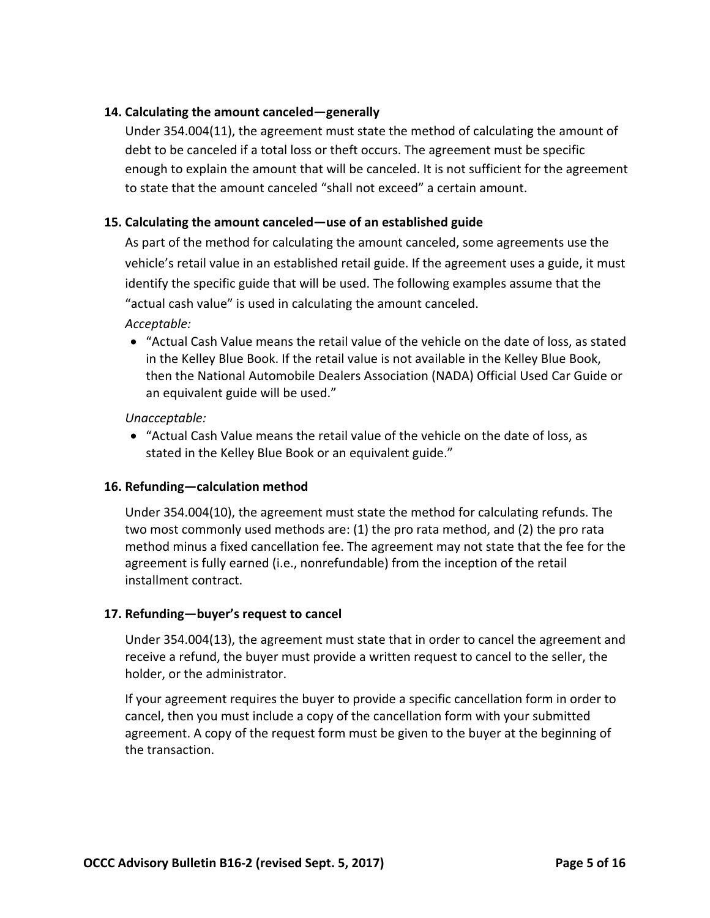### 14. Calculating the amount canceled—generally

Under 354.004(11), the agreement must state the method of calculating the amount of debt to be canceled if a total loss or theft occurs. The agreement must be specific enough to explain the amount that will be canceled. It is not sufficient for the agreement to state that the amount canceled "shall not exceed" a certain amount.

### 15. Calculating the amount canceled—use of an established guide

As part of the method for calculating the amount canceled, some agreements use the vehicle's retail value in an established retail guide. If the agreement uses a guide, it must identify the specific guide that will be used. The following examples assume that the "actual cash value" is used in calculating the amount canceled.

*Acceptable:*

- "Actual Cash Value means the retail value of the vehicle on the date of loss, as stated in the Kelley Blue Book. If the retail value is not available in the Kelley Blue Book, then the National Automobile Dealers Association (NADA) Official Used Car Guide or an equivalent guide will be used."

*Unacceptable:*

- "Actual Cash Value means the retail value of the vehicle on the date of loss, as stated in the Kelley Blue Book or an equivalent guide."

### 16. Refunding—calculation method

Under 354.004(10), the agreement must state the method for calculating refunds. The two most commonly used methods are: (1) the pro rata method, and (2) the pro rata method minus a fixed cancellation fee. The agreement may not state that the fee for the agreement is fully earned (i.e., nonrefundable) from the inception of the retail installment contract.

### 17. Refunding—buyer's request to cancel

Under 354.004(13), the agreement must state that in order to cancel the agreement and receive a refund, the buyer must provide a written request to cancel to the seller, the holder, or the administrator.

If your agreement requires the buyer to provide a specific cancellation form in order to cancel, then you must include a copy of the cancellation form with your submitted agreement. A copy of the request form must be given to the buyer at the beginning of the transaction.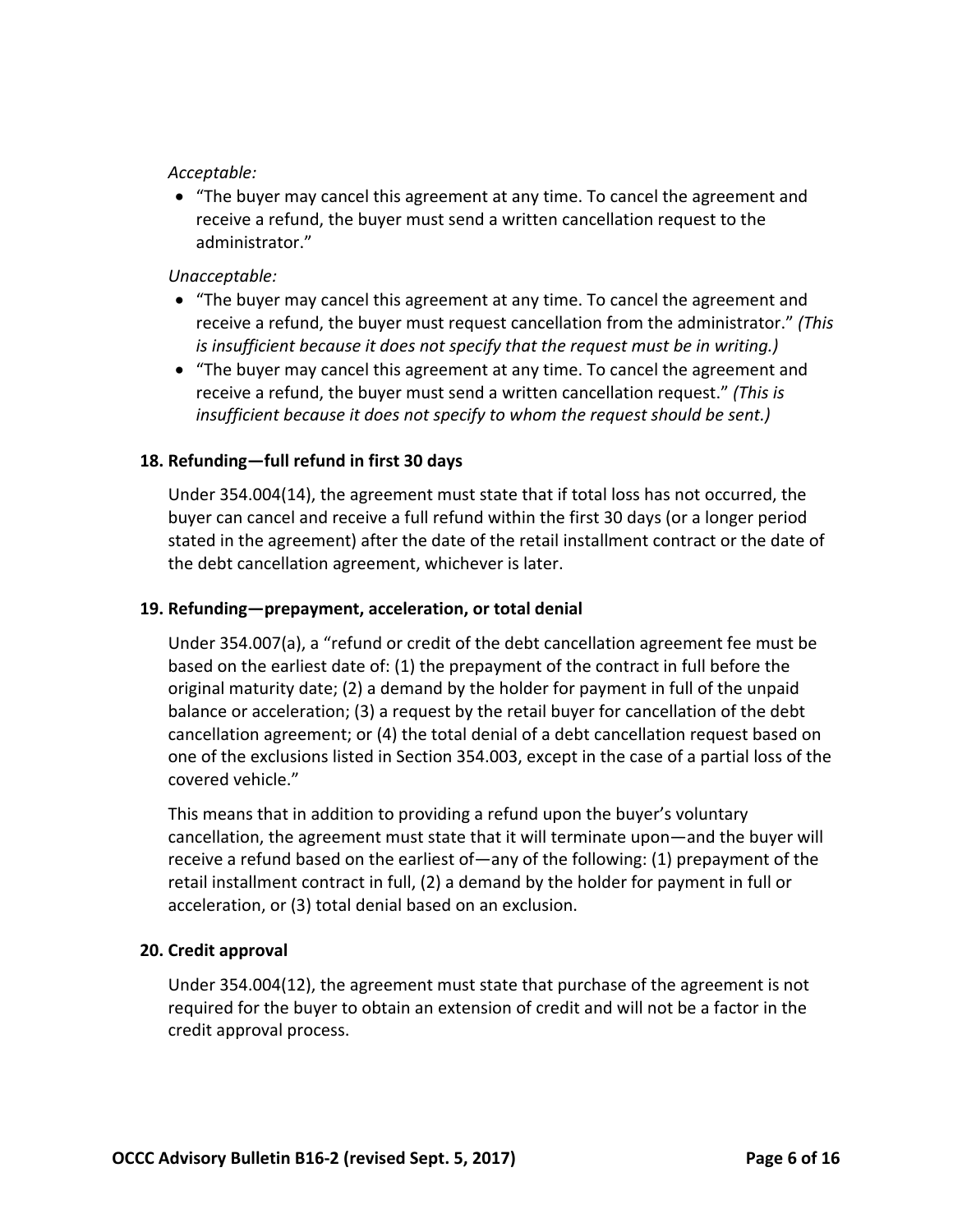*Acceptable:*

- "The buyer may cancel this agreement at any time. To cancel the agreement and receive a refund, the buyer must send a written cancellation request to the administrator."

*Unacceptable:*

- "The buyer may cancel this agreement at any time. To cancel the agreement and receive a refund, the buyer must request cancellation from the administrator." *(This is insufficient because it does not specify that the request must be in writing.)*
- "The buyer may cancel this agreement at any time. To cancel the agreement and receive a refund, the buyer must send a written cancellation request." *(This is insufficient because it does not specify to whom the request should be sent.)*

### 18. Refunding—full refund in first 30 days

Under 354.004(14), the agreement must state that if total loss has not occurred, the buyer can cancel and receive a full refund within the first 30 days (or a longer period stated in the agreement) after the date of the retail installment contract or the date of the debt cancellation agreement, whichever is later.

### 19. Refunding—prepayment, acceleration, or total denial

Under 354.007(a), a "refund or credit of the debt cancellation agreement fee must be based on the earliest date of: (1) the prepayment of the contract in full before the original maturity date; (2) a demand by the holder for payment in full of the unpaid balance or acceleration; (3) a request by the retail buyer for cancellation of the debt cancellation agreement; or (4) the total denial of a debt cancellation request based on one of the exclusions listed in Section 354.003, except in the case of a partial loss of the covered vehicle."

This means that in addition to providing a refund upon the buyer's voluntary cancellation, the agreement must state that it will terminate upon—and the buyer will receive a refund based on the earliest of—any of the following: (1) prepayment of the retail installment contract in full, (2) a demand by the holder for payment in full or acceleration, or (3) total denial based on an exclusion.

### 20. Credit approval

Under 354.004(12), the agreement must state that purchase of the agreement is not required for the buyer to obtain an extension of credit and will not be a factor in the credit approval process.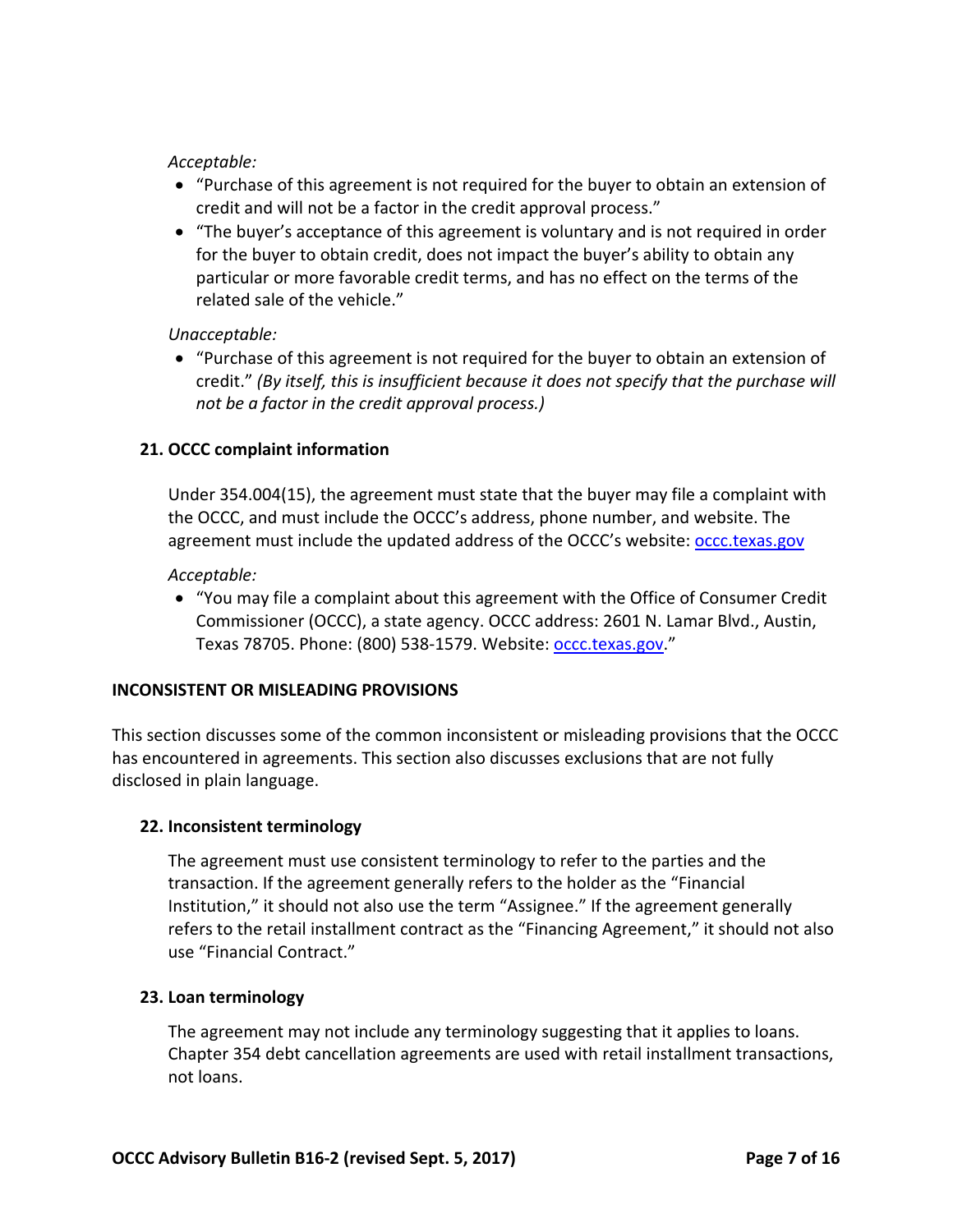*Acceptable:*

- "Purchase of this agreement is not required for the buyer to obtain an extension of credit and will not be a factor in the credit approval process."
- "The buyer's acceptance of this agreement is voluntary and is not required in order for the buyer to obtain credit, does not impact the buyer's ability to obtain any particular or more favorable credit terms, and has no effect on the terms of the related sale of the vehicle."

*Unacceptable:*

- "Purchase of this agreement is not required for the buyer to obtain an extension of credit." *(By itself, this is insufficient because it does not specify that the purchase will not be a factor in the credit approval process.)*

### 21. OCCC complaint information

Under 354.004(15), the agreement must state that the buyer may file a complaint with the OCCC, and must include the OCCC's address, phone number, and website. The agreement must include the updated address of the OCCC's website: [occc.texas.gov](occc.texas.gov)

*Acceptable:*

- "You may file a complaint about this agreement with the Office of Consumer Credit Commissioner (OCCC), a state agency. OCCC address: 2601 N. Lamar Blvd., Austin, Texas 78705. Phone: (800) 538-1579. Website: [occc.texas.gov](occc.texas.gov)."

## INCONSISTENT OR MISLEADING PROVISIONS

This section discusses some of the common inconsistent or misleading provisions that the OCCC has encountered in agreements. This section also discusses exclusions that are not fully disclosed in plain language.

### 22. Inconsistent terminology

The agreement must use consistent terminology to refer to the parties and the transaction. If the agreement generally refers to the holder as the "Financial Institution," it should not also use the term "Assignee." If the agreement generally refers to the retail installment contract as the "Financing Agreement," it should not also use "Financial Contract."

### 23. Loan terminology

The agreement may not include any terminology suggesting that it applies to loans. Chapter 354 debt cancellation agreements are used with retail installment transactions, not loans.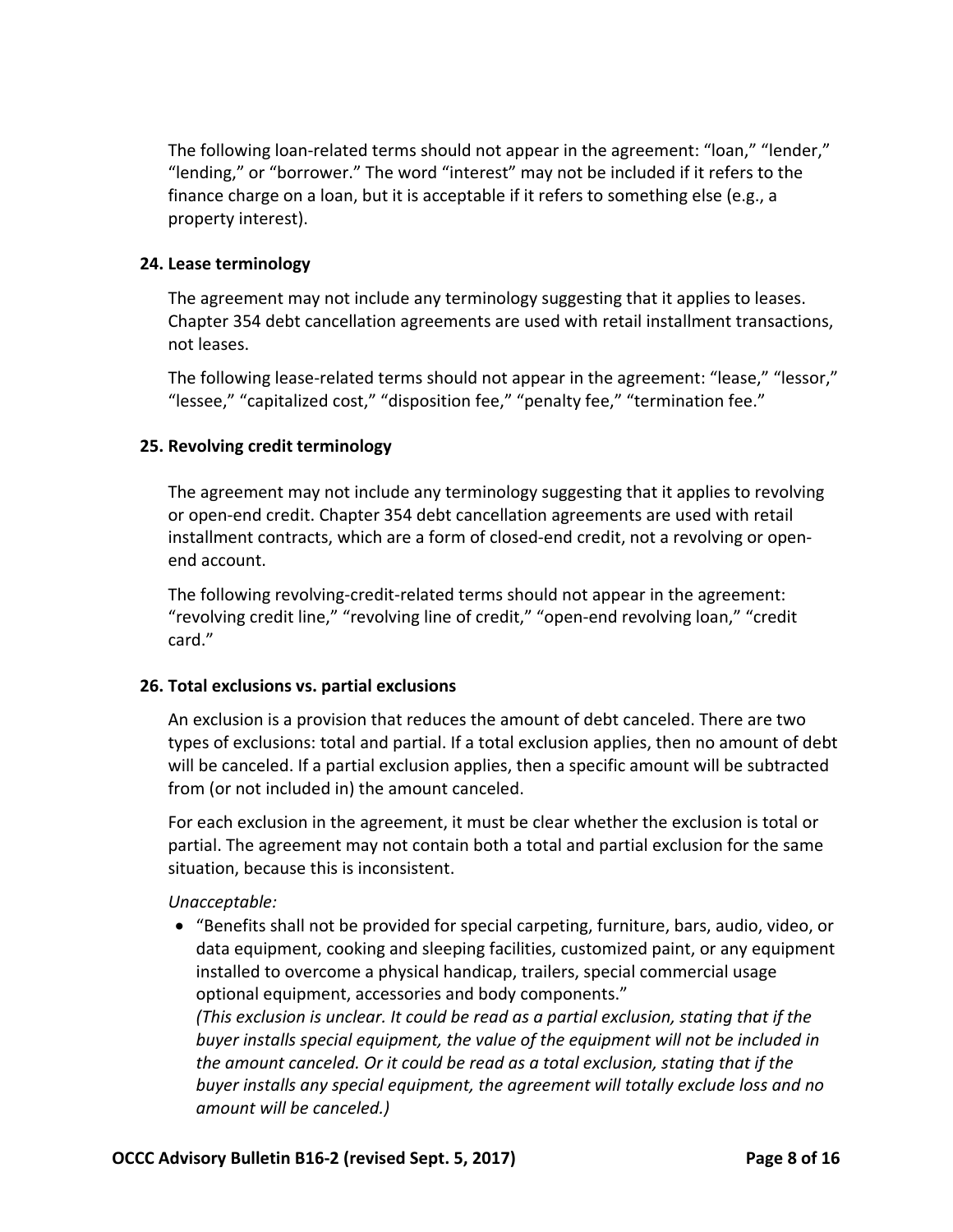The following loan-related terms should not appear in the agreement: "loan," "lender," "lending," or "borrower." The word "interest" may not be included if it refers to the finance charge on a loan, but it is acceptable if it refers to something else (e.g., a property interest).

### 24. Lease terminology

The agreement may not include any terminology suggesting that it applies to leases. Chapter 354 debt cancellation agreements are used with retail installment transactions, not leases.

The following lease-related terms should not appear in the agreement: "lease," "lessor," "lessee," "capitalized cost," "disposition fee," "penalty fee," "termination fee."

### 25. Revolving credit terminology

The agreement may not include any terminology suggesting that it applies to revolving or open-end credit. Chapter 354 debt cancellation agreements are used with retail installment contracts, which are a form of closed-end credit, not a revolving or open-end account.

The following revolving-credit-related terms should not appear in the agreement: "revolving credit line," "revolving line of credit," "open-end revolving loan," "credit card."

### 26. Total exclusions vs. partial exclusions

An exclusion is a provision that reduces the amount of debt canceled. There are two types of exclusions: total and partial. If a total exclusion applies, then no amount of debt will be canceled. If a partial exclusion applies, then a specific amount will be subtracted from (or not included in) the amount canceled.

For each exclusion in the agreement, it must be clear whether the exclusion is total or partial. The agreement may not contain both a total and partial exclusion for the same situation, because this is inconsistent.

*Unacceptable:*

- "Benefits shall not be provided for special carpeting, furniture, bars, audio, video, or data equipment, cooking and sleeping facilities, customized paint, or any equipment installed to overcome a physical handicap, trailers, special commercial usage optional equipment, accessories and body components."
  *(This exclusion is unclear. It could be read as a partial exclusion, stating that if the buyer installs special equipment, the value of the equipment will not be included in the amount canceled. Or it could be read as a total exclusion, stating that if the buyer installs any special equipment, the agreement will totally exclude loss and no amount will be canceled.)*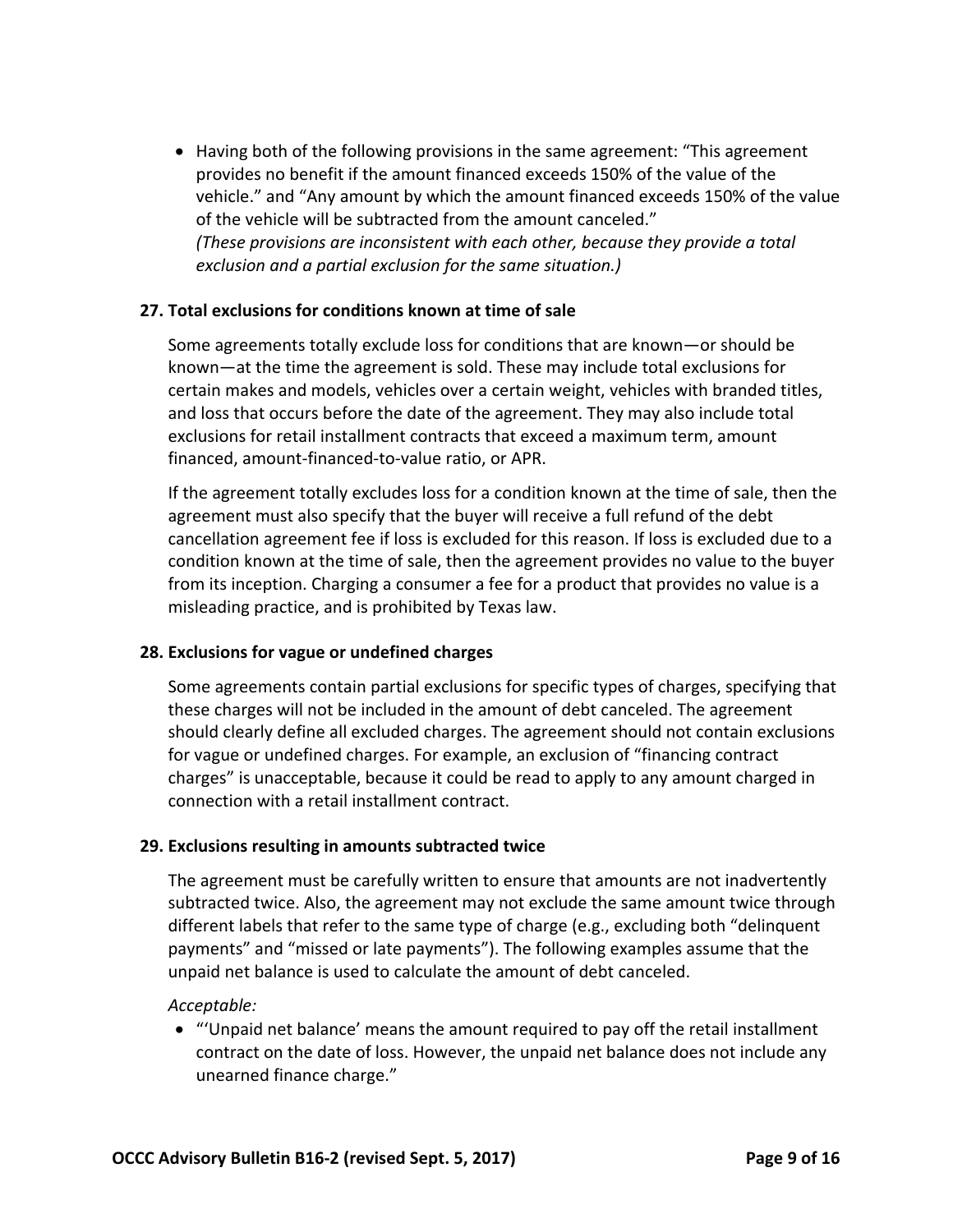- Having both of the following provisions in the same agreement: “This agreement provides no benefit if the amount financed exceeds 150% of the value of the vehicle.” and “Any amount by which the amount financed exceeds 150% of the value of the vehicle will be subtracted from the amount canceled.”
  *(These provisions are inconsistent with each other, because they provide a total exclusion and a partial exclusion for the same situation.)*

### 27. Total exclusions for conditions known at time of sale

Some agreements totally exclude loss for conditions that are known—or should be known—at the time the agreement is sold. These may include total exclusions for certain makes and models, vehicles over a certain weight, vehicles with branded titles, and loss that occurs before the date of the agreement. They may also include total exclusions for retail installment contracts that exceed a maximum term, amount financed, amount-financed-to-value ratio, or APR.

If the agreement totally excludes loss for a condition known at the time of sale, then the agreement must also specify that the buyer will receive a full refund of the debt cancellation agreement fee if loss is excluded for this reason. If loss is excluded due to a condition known at the time of sale, then the agreement provides no value to the buyer from its inception. Charging a consumer a fee for a product that provides no value is a misleading practice, and is prohibited by Texas law.

### 28. Exclusions for vague or undefined charges

Some agreements contain partial exclusions for specific types of charges, specifying that these charges will not be included in the amount of debt canceled. The agreement should clearly define all excluded charges. The agreement should not contain exclusions for vague or undefined charges. For example, an exclusion of “financing contract charges” is unacceptable, because it could be read to apply to any amount charged in connection with a retail installment contract.

### 29. Exclusions resulting in amounts subtracted twice

The agreement must be carefully written to ensure that amounts are not inadvertently subtracted twice. Also, the agreement may not exclude the same amount twice through different labels that refer to the same type of charge (e.g., excluding both “delinquent payments” and “missed or late payments”). The following examples assume that the unpaid net balance is used to calculate the amount of debt canceled.

*Acceptable:*

- “‘Unpaid net balance’ means the amount required to pay off the retail installment contract on the date of loss. However, the unpaid net balance does not include any unearned finance charge.”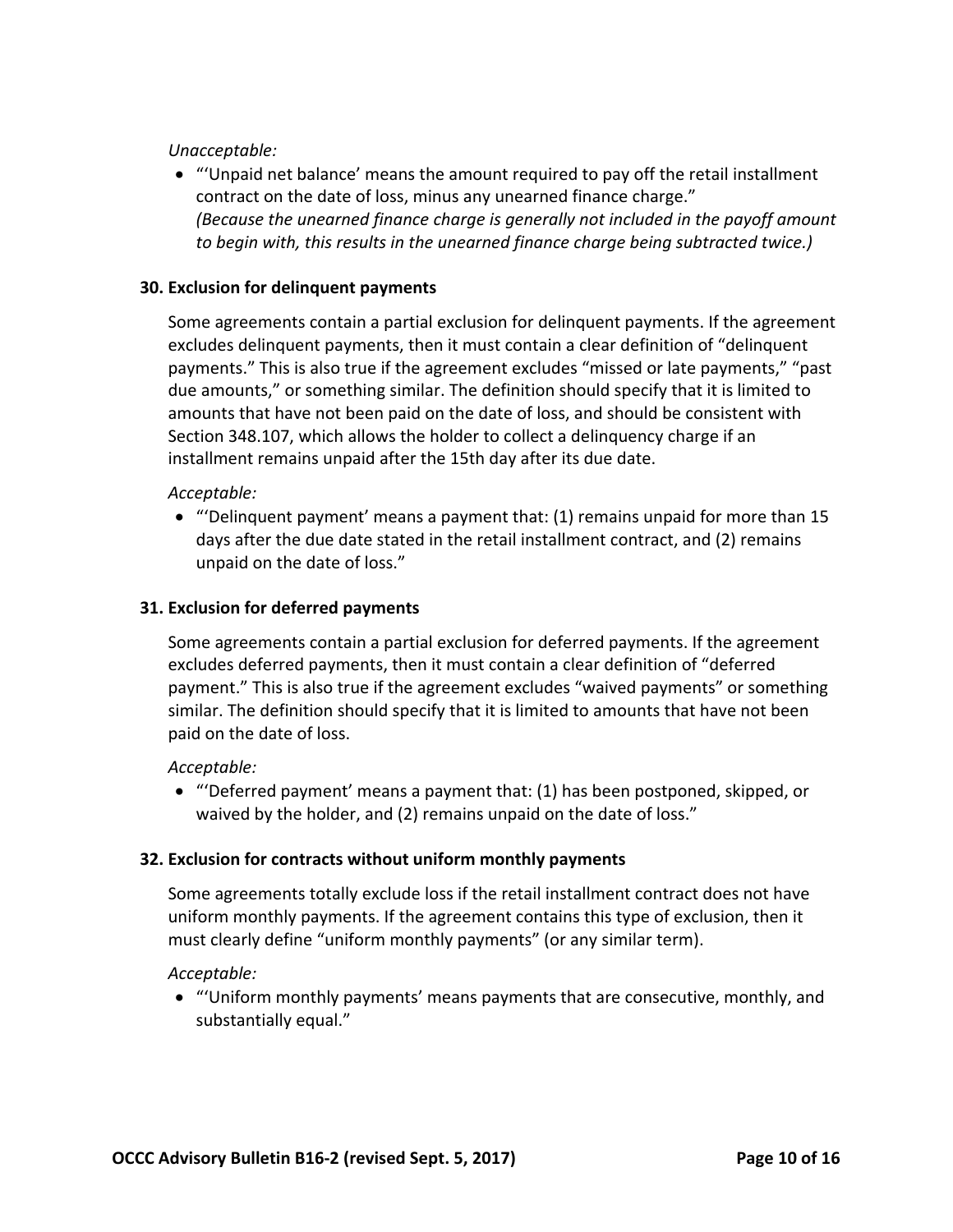*Unacceptable:*

- "'Unpaid net balance' means the amount required to pay off the retail installment contract on the date of loss, minus any unearned finance charge."
  *(Because the unearned finance charge is generally not included in the payoff amount to begin with, this results in the unearned finance charge being subtracted twice.)*

**30. Exclusion for delinquent payments**

Some agreements contain a partial exclusion for delinquent payments. If the agreement excludes delinquent payments, then it must contain a clear definition of "delinquent payments." This is also true if the agreement excludes "missed or late payments," "past due amounts," or something similar. The definition should specify that it is limited to amounts that have not been paid on the date of loss, and should be consistent with Section 348.107, which allows the holder to collect a delinquency charge if an installment remains unpaid after the 15th day after its due date.

*Acceptable:*

- "'Delinquent payment' means a payment that: (1) remains unpaid for more than 15 days after the due date stated in the retail installment contract, and (2) remains unpaid on the date of loss."

**31. Exclusion for deferred payments**

Some agreements contain a partial exclusion for deferred payments. If the agreement excludes deferred payments, then it must contain a clear definition of "deferred payment." This is also true if the agreement excludes "waived payments" or something similar. The definition should specify that it is limited to amounts that have not been paid on the date of loss.

*Acceptable:*

- "'Deferred payment' means a payment that: (1) has been postponed, skipped, or waived by the holder, and (2) remains unpaid on the date of loss."

**32. Exclusion for contracts without uniform monthly payments**

Some agreements totally exclude loss if the retail installment contract does not have uniform monthly payments. If the agreement contains this type of exclusion, then it must clearly define "uniform monthly payments" (or any similar term).

*Acceptable:*

- "'Uniform monthly payments' means payments that are consecutive, monthly, and substantially equal."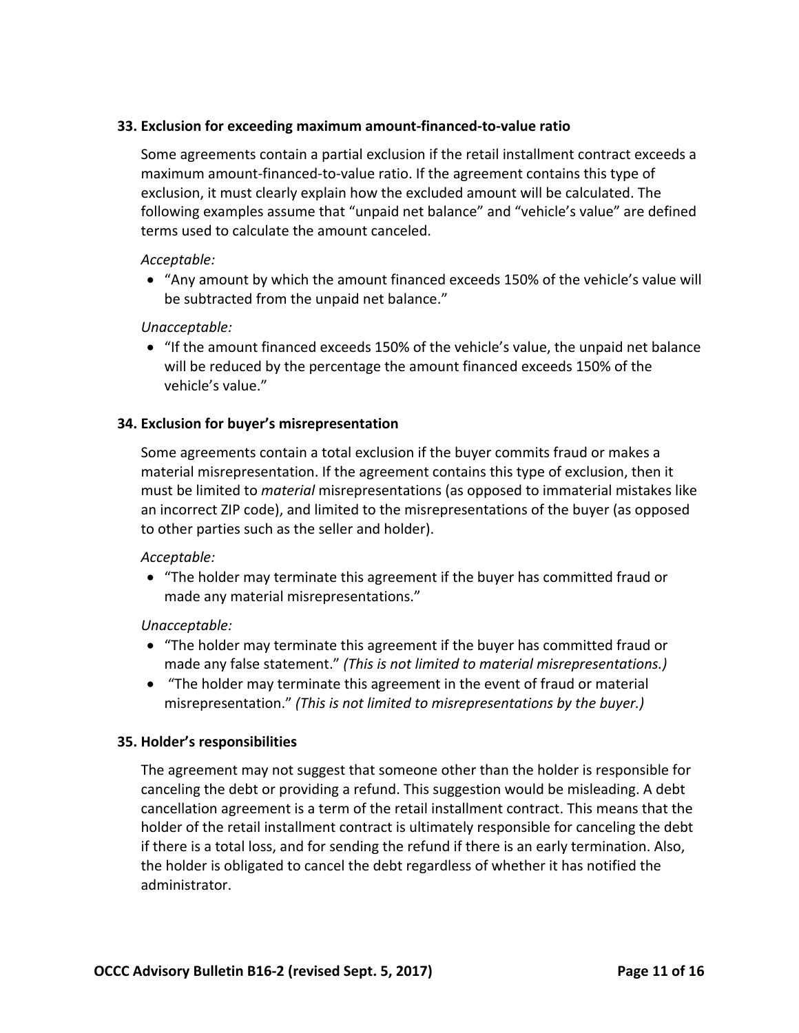### 33. Exclusion for exceeding maximum amount-financed-to-value ratio

Some agreements contain a partial exclusion if the retail installment contract exceeds a maximum amount-financed-to-value ratio. If the agreement contains this type of exclusion, it must clearly explain how the excluded amount will be calculated. The following examples assume that "unpaid net balance" and "vehicle's value" are defined terms used to calculate the amount canceled.

*Acceptable:*

- "Any amount by which the amount financed exceeds 150% of the vehicle's value will be subtracted from the unpaid net balance."

*Unacceptable:*

- "If the amount financed exceeds 150% of the vehicle's value, the unpaid net balance will be reduced by the percentage the amount financed exceeds 150% of the vehicle's value."

### 34. Exclusion for buyer's misrepresentation

Some agreements contain a total exclusion if the buyer commits fraud or makes a material misrepresentation. If the agreement contains this type of exclusion, then it must be limited to *material* misrepresentations (as opposed to immaterial mistakes like an incorrect ZIP code), and limited to the misrepresentations of the buyer (as opposed to other parties such as the seller and holder).

*Acceptable:*

- "The holder may terminate this agreement if the buyer has committed fraud or made any material misrepresentations."

*Unacceptable:*

- "The holder may terminate this agreement if the buyer has committed fraud or made any false statement." *(This is not limited to material misrepresentations.)*
- "The holder may terminate this agreement in the event of fraud or material misrepresentation." *(This is not limited to misrepresentations by the buyer.)*

### 35. Holder's responsibilities

The agreement may not suggest that someone other than the holder is responsible for canceling the debt or providing a refund. This suggestion would be misleading. A debt cancellation agreement is a term of the retail installment contract. This means that the holder of the retail installment contract is ultimately responsible for canceling the debt if there is a total loss, and for sending the refund if there is an early termination. Also, the holder is obligated to cancel the debt regardless of whether it has notified the administrator.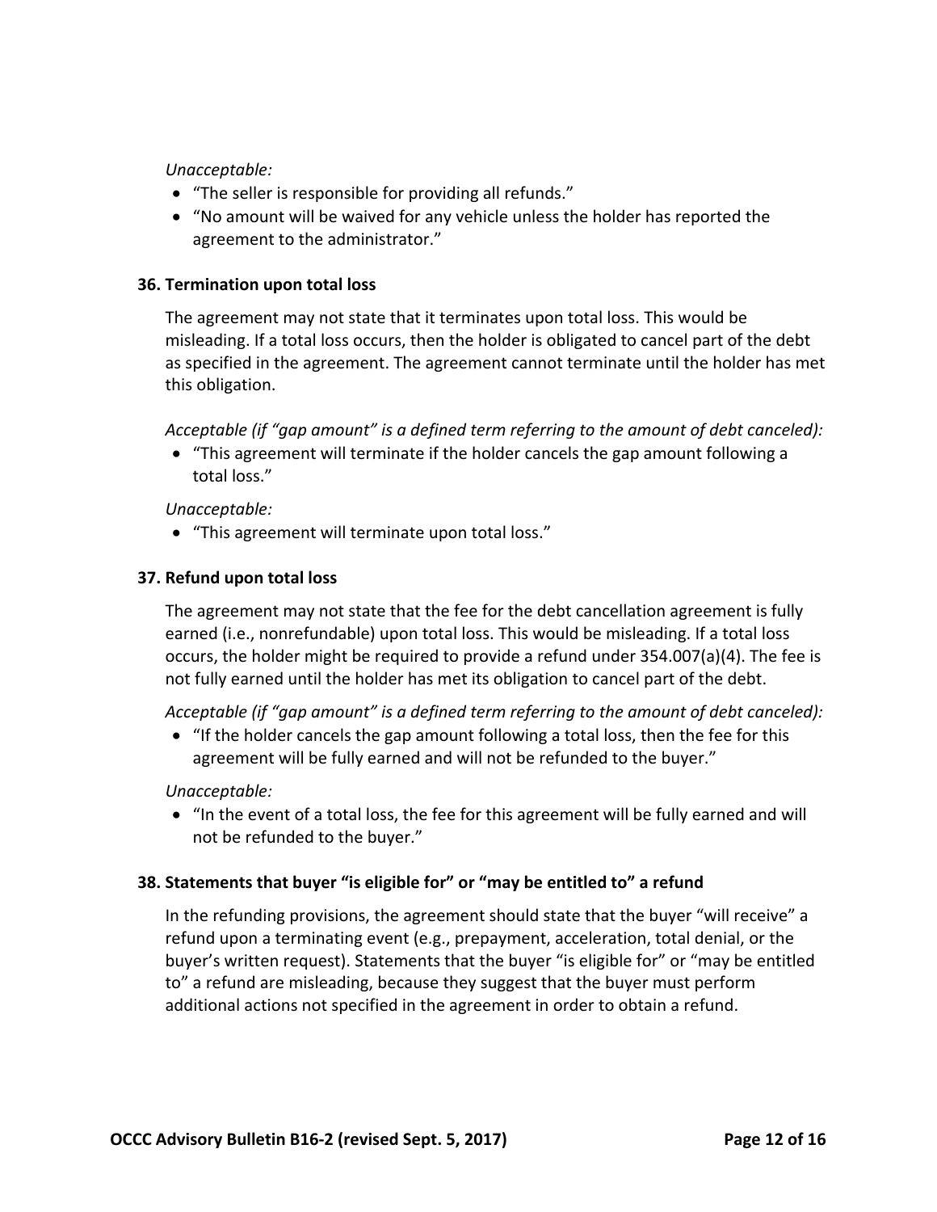*Unacceptable:*

- "The seller is responsible for providing all refunds."
- "No amount will be waived for any vehicle unless the holder has reported the agreement to the administrator."

**36. Termination upon total loss**

The agreement may not state that it terminates upon total loss. This would be misleading. If a total loss occurs, then the holder is obligated to cancel part of the debt as specified in the agreement. The agreement cannot terminate until the holder has met this obligation.

*Acceptable (if "gap amount" is a defined term referring to the amount of debt canceled):*

- "This agreement will terminate if the holder cancels the gap amount following a total loss."

*Unacceptable:*

- "This agreement will terminate upon total loss."

**37. Refund upon total loss**

The agreement may not state that the fee for the debt cancellation agreement is fully earned (i.e., nonrefundable) upon total loss. This would be misleading. If a total loss occurs, the holder might be required to provide a refund under 354.007(a)(4). The fee is not fully earned until the holder has met its obligation to cancel part of the debt.

*Acceptable (if "gap amount" is a defined term referring to the amount of debt canceled):*

- "If the holder cancels the gap amount following a total loss, then the fee for this agreement will be fully earned and will not be refunded to the buyer."

*Unacceptable:*

- "In the event of a total loss, the fee for this agreement will be fully earned and will not be refunded to the buyer."

**38. Statements that buyer "is eligible for" or "may be entitled to" a refund**

In the refunding provisions, the agreement should state that the buyer "will receive" a refund upon a terminating event (e.g., prepayment, acceleration, total denial, or the buyer's written request). Statements that the buyer "is eligible for" or "may be entitled to" a refund are misleading, because they suggest that the buyer must perform additional actions not specified in the agreement in order to obtain a refund.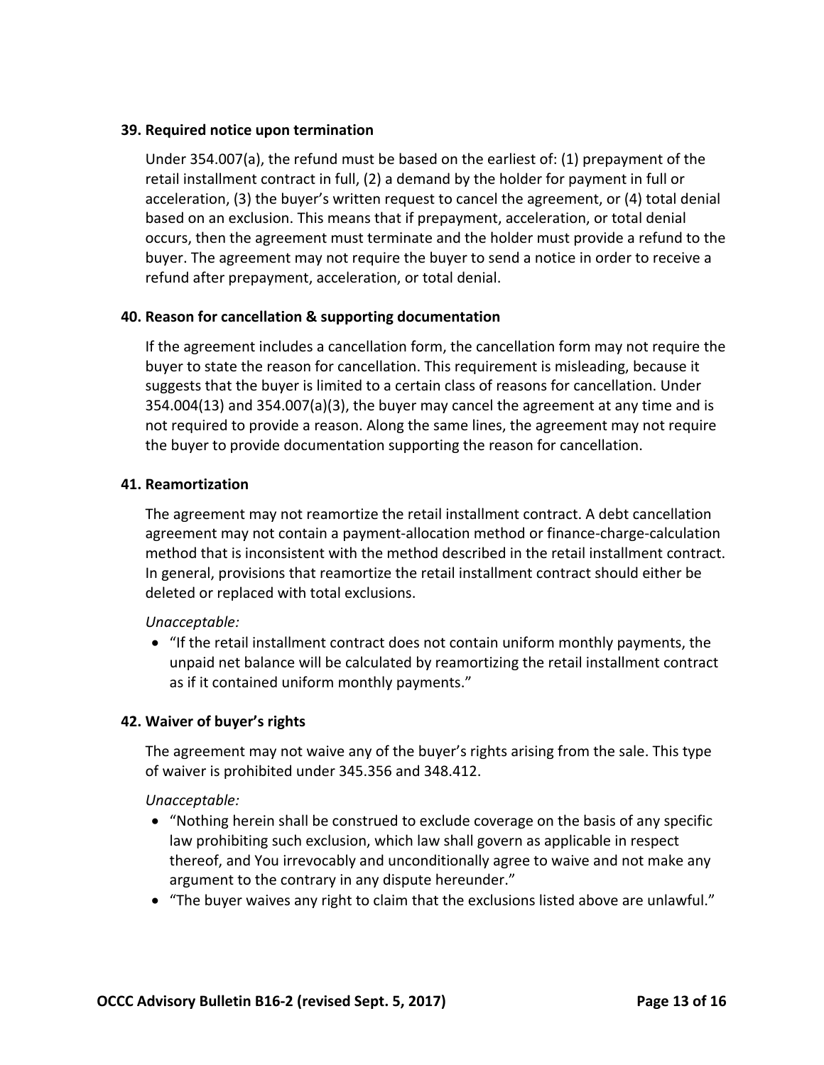**39. Required notice upon termination**

Under 354.007(a), the refund must be based on the earliest of: (1) prepayment of the retail installment contract in full, (2) a demand by the holder for payment in full or acceleration, (3) the buyer's written request to cancel the agreement, or (4) total denial based on an exclusion. This means that if prepayment, acceleration, or total denial occurs, then the agreement must terminate and the holder must provide a refund to the buyer. The agreement may not require the buyer to send a notice in order to receive a refund after prepayment, acceleration, or total denial.

**40. Reason for cancellation & supporting documentation**

If the agreement includes a cancellation form, the cancellation form may not require the buyer to state the reason for cancellation. This requirement is misleading, because it suggests that the buyer is limited to a certain class of reasons for cancellation. Under 354.004(13) and 354.007(a)(3), the buyer may cancel the agreement at any time and is not required to provide a reason. Along the same lines, the agreement may not require the buyer to provide documentation supporting the reason for cancellation.

**41. Reamortization**

The agreement may not reamortize the retail installment contract. A debt cancellation agreement may not contain a payment-allocation method or finance-charge-calculation method that is inconsistent with the method described in the retail installment contract. In general, provisions that reamortize the retail installment contract should either be deleted or replaced with total exclusions.

*Unacceptable:*

- "If the retail installment contract does not contain uniform monthly payments, the unpaid net balance will be calculated by reamortizing the retail installment contract as if it contained uniform monthly payments."

**42. Waiver of buyer's rights**

The agreement may not waive any of the buyer's rights arising from the sale. This type of waiver is prohibited under 345.356 and 348.412.

*Unacceptable:*

- "Nothing herein shall be construed to exclude coverage on the basis of any specific law prohibiting such exclusion, which law shall govern as applicable in respect thereof, and You irrevocably and unconditionally agree to waive and not make any argument to the contrary in any dispute hereunder."
- "The buyer waives any right to claim that the exclusions listed above are unlawful."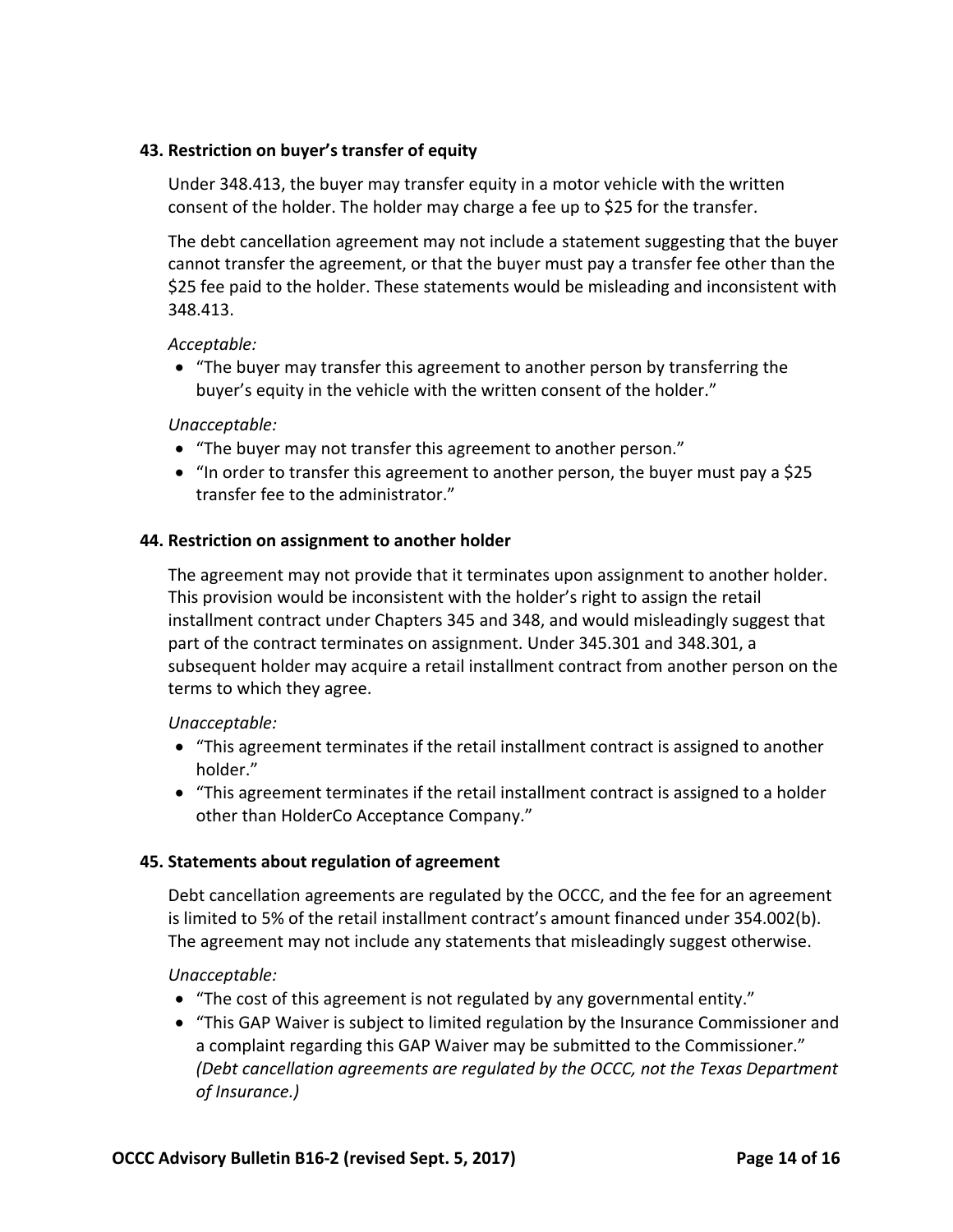### 43. Restriction on buyer's transfer of equity

Under 348.413, the buyer may transfer equity in a motor vehicle with the written consent of the holder. The holder may charge a fee up to $25 for the transfer.

The debt cancellation agreement may not include a statement suggesting that the buyer cannot transfer the agreement, or that the buyer must pay a transfer fee other than the $25 fee paid to the holder. These statements would be misleading and inconsistent with 348.413.

*Acceptable:*

- "The buyer may transfer this agreement to another person by transferring the buyer's equity in the vehicle with the written consent of the holder."

*Unacceptable:*

- "The buyer may not transfer this agreement to another person."
- "In order to transfer this agreement to another person, the buyer must pay a $25 transfer fee to the administrator."

### 44. Restriction on assignment to another holder

The agreement may not provide that it terminates upon assignment to another holder. This provision would be inconsistent with the holder's right to assign the retail installment contract under Chapters 345 and 348, and would misleadingly suggest that part of the contract terminates on assignment. Under 345.301 and 348.301, a subsequent holder may acquire a retail installment contract from another person on the terms to which they agree.

*Unacceptable:*

- "This agreement terminates if the retail installment contract is assigned to another holder."
- "This agreement terminates if the retail installment contract is assigned to a holder other than HolderCo Acceptance Company."

### 45. Statements about regulation of agreement

Debt cancellation agreements are regulated by the OCCC, and the fee for an agreement is limited to 5% of the retail installment contract's amount financed under 354.002(b). The agreement may not include any statements that misleadingly suggest otherwise.

*Unacceptable:*

- "The cost of this agreement is not regulated by any governmental entity."
- "This GAP Waiver is subject to limited regulation by the Insurance Commissioner and a complaint regarding this GAP Waiver may be submitted to the Commissioner." *(Debt cancellation agreements are regulated by the OCCC, not the Texas Department of Insurance.)*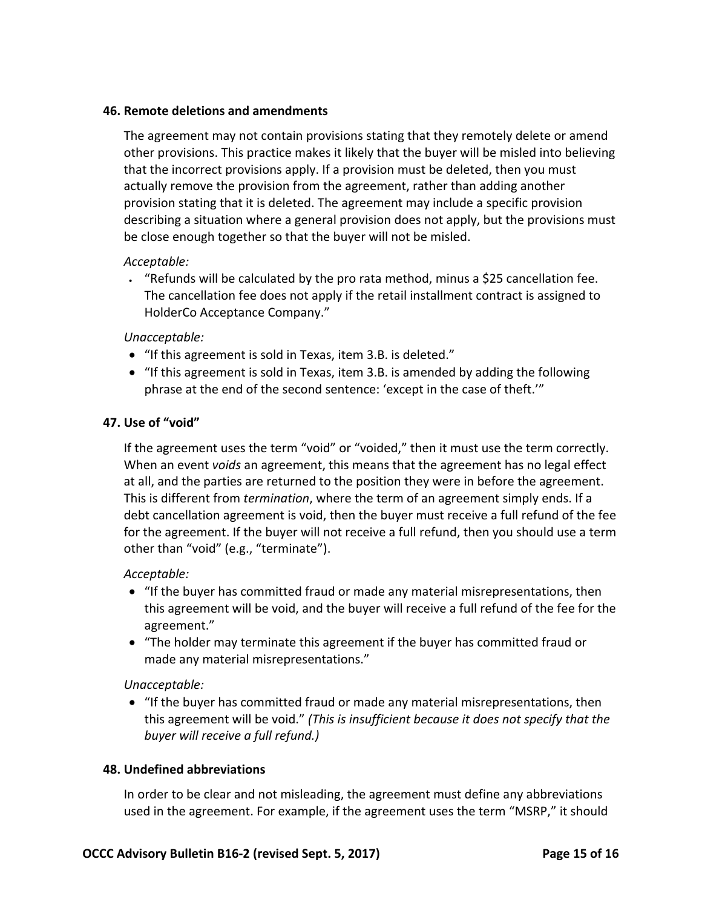### 46. Remote deletions and amendments

The agreement may not contain provisions stating that they remotely delete or amend other provisions. This practice makes it likely that the buyer will be misled into believing that the incorrect provisions apply. If a provision must be deleted, then you must actually remove the provision from the agreement, rather than adding another provision stating that it is deleted. The agreement may include a specific provision describing a situation where a general provision does not apply, but the provisions must be close enough together so that the buyer will not be misled.

*Acceptable:*

- "Refunds will be calculated by the pro rata method, minus a $25 cancellation fee. The cancellation fee does not apply if the retail installment contract is assigned to HolderCo Acceptance Company."

*Unacceptable:*

- "If this agreement is sold in Texas, item 3.B. is deleted."
- "If this agreement is sold in Texas, item 3.B. is amended by adding the following phrase at the end of the second sentence: 'except in the case of theft.'"

### 47. Use of "void"

If the agreement uses the term "void" or "voided," then it must use the term correctly. When an event *voids* an agreement, this means that the agreement has no legal effect at all, and the parties are returned to the position they were in before the agreement. This is different from *termination*, where the term of an agreement simply ends. If a debt cancellation agreement is void, then the buyer must receive a full refund of the fee for the agreement. If the buyer will not receive a full refund, then you should use a term other than "void" (e.g., "terminate").

*Acceptable:*

- "If the buyer has committed fraud or made any material misrepresentations, then this agreement will be void, and the buyer will receive a full refund of the fee for the agreement."
- "The holder may terminate this agreement if the buyer has committed fraud or made any material misrepresentations."

*Unacceptable:*

- "If the buyer has committed fraud or made any material misrepresentations, then this agreement will be void." *(This is insufficient because it does not specify that the buyer will receive a full refund.)*

### 48. Undefined abbreviations

In order to be clear and not misleading, the agreement must define any abbreviations used in the agreement. For example, if the agreement uses the term "MSRP," it should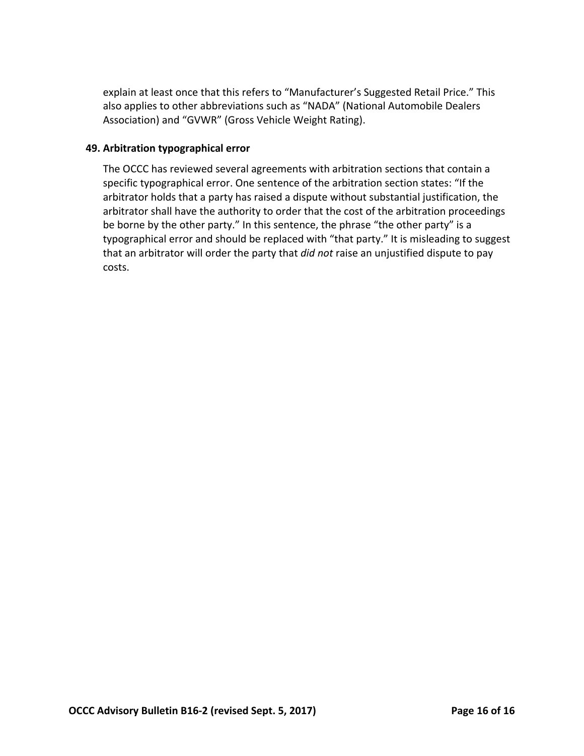explain at least once that this refers to "Manufacturer's Suggested Retail Price." This also applies to other abbreviations such as "NADA" (National Automobile Dealers Association) and "GVWR" (Gross Vehicle Weight Rating).

### 49. Arbitration typographical error

The OCCC has reviewed several agreements with arbitration sections that contain a specific typographical error. One sentence of the arbitration section states: "If the arbitrator holds that a party has raised a dispute without substantial justification, the arbitrator shall have the authority to order that the cost of the arbitration proceedings be borne by the other party." In this sentence, the phrase "the other party" is a typographical error and should be replaced with "that party." It is misleading to suggest that an arbitrator will order the party that *did not* raise an unjustified dispute to pay costs.